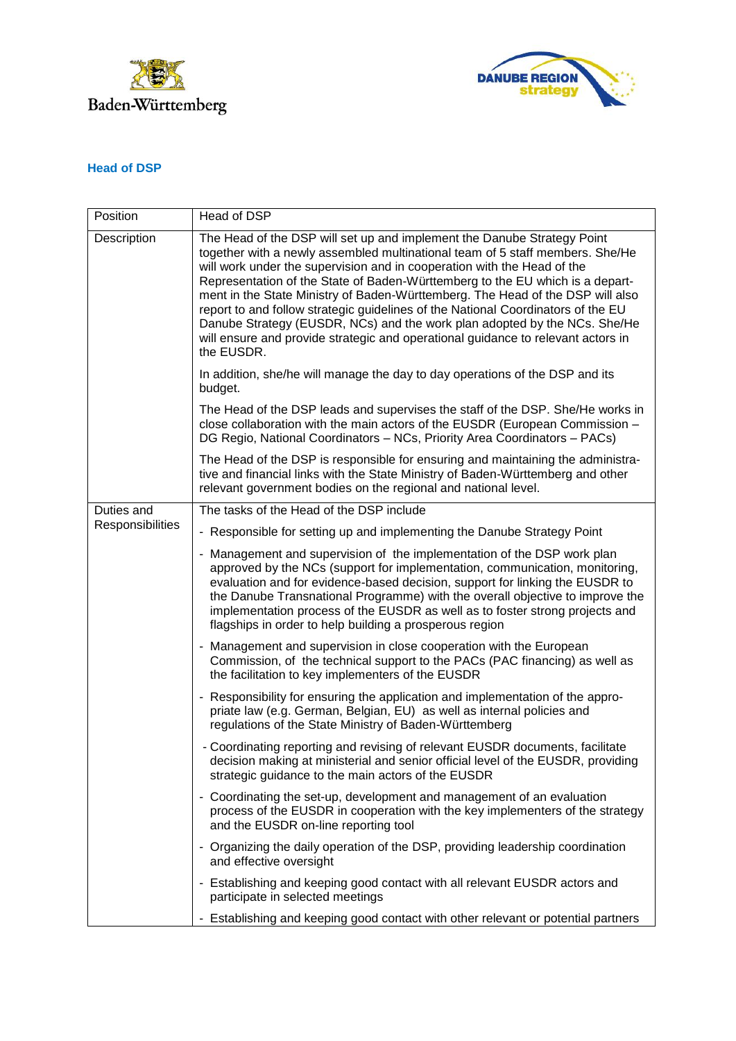Baden-Württemberg

DANUBE REGION strategy

### Head of DSP

| Position | Head of DSP |
|---|---|
| Description | The Head of the DSP will set up and implement the Danube Strategy Point together with a newly assembled multinational team of 5 staff members. She/He will work under the supervision and in cooperation with the Head of the Representation of the State of Baden-Württemberg to the EU which is a department in the State Ministry of Baden-Württemberg. The Head of the DSP will also report to and follow strategic guidelines of the National Coordinators of the EU Danube Strategy (EUSDR, NCs) and the work plan adopted by the NCs. She/He will ensure and provide strategic and operational guidance to relevant actors in the EUSDR.<br><br>In addition, she/he will manage the day to day operations of the DSP and its budget.<br><br>The Head of the DSP leads and supervises the staff of the DSP. She/He works in close collaboration with the main actors of the EUSDR (European Commission – DG Regio, National Coordinators – NCs, Priority Area Coordinators – PACs)<br><br>The Head of the DSP is responsible for ensuring and maintaining the administrative and financial links with the State Ministry of Baden-Württemberg and other relevant government bodies on the regional and national level. |
| Duties and Responsibilities | The tasks of the Head of the DSP include<br><br>- Responsible for setting up and implementing the Danube Strategy Point<br><br>- Management and supervision of the implementation of the DSP work plan approved by the NCs (support for implementation, communication, monitoring, evaluation and for evidence-based decision, support for linking the EUSDR to the Danube Transnational Programme) with the overall objective to improve the implementation process of the EUSDR as well as to foster strong projects and flagships in order to help building a prosperous region<br><br>- Management and supervision in close cooperation with the European Commission, of the technical support to the PACs (PAC financing) as well as the facilitation to key implementers of the EUSDR<br><br>- Responsibility for ensuring the application and implementation of the appropriate law (e.g. German, Belgian, EU) as well as internal policies and regulations of the State Ministry of Baden-Württemberg<br><br>- Coordinating reporting and revising of relevant EUSDR documents, facilitate decision making at ministerial and senior official level of the EUSDR, providing strategic guidance to the main actors of the EUSDR<br><br>- Coordinating the set-up, development and management of an evaluation process of the EUSDR in cooperation with the key implementers of the strategy and the EUSDR on-line reporting tool<br><br>- Organizing the daily operation of the DSP, providing leadership coordination and effective oversight<br><br>- Establishing and keeping good contact with all relevant EUSDR actors and participate in selected meetings<br><br>- Establishing and keeping good contact with other relevant or potential partners |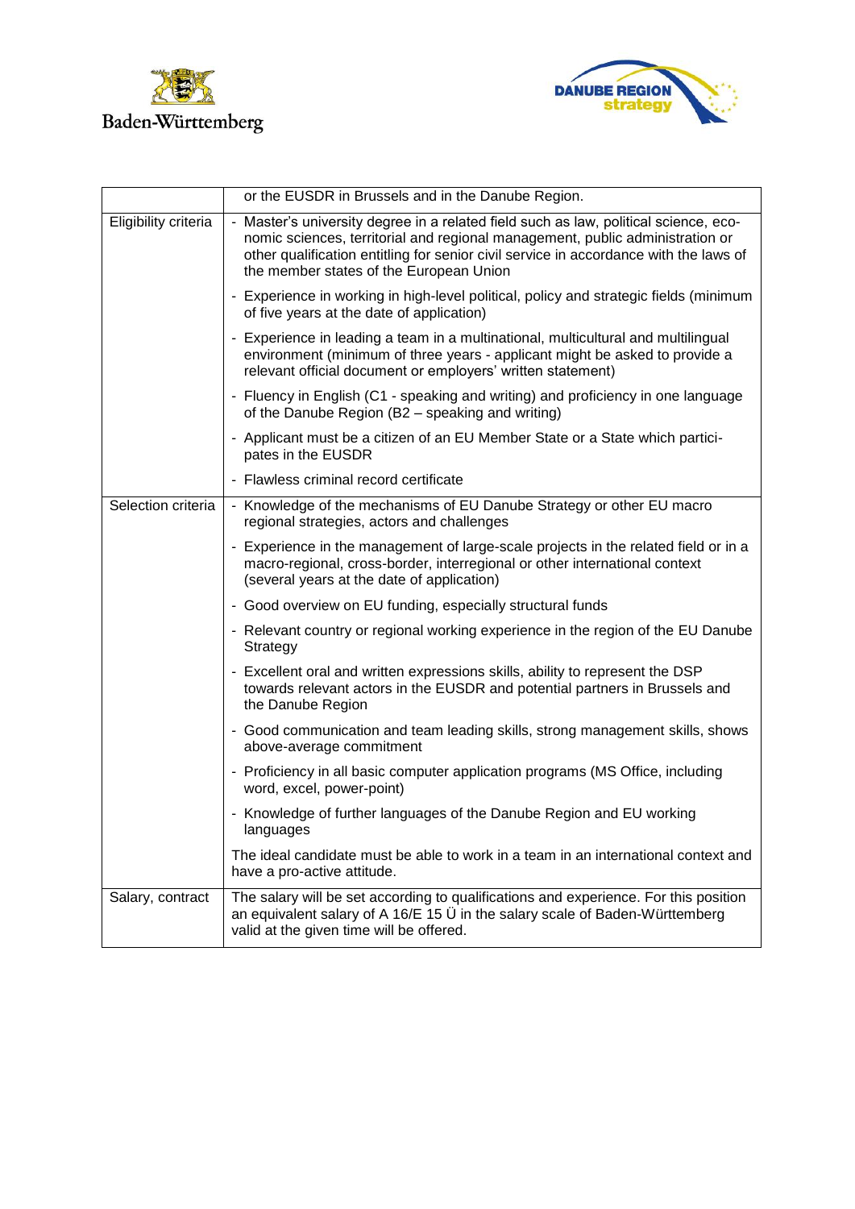| | |
|---|---|
| | or the EUSDR in Brussels and in the Danube Region. |
| Eligibility criteria | - Master's university degree in a related field such as law, political science, economic sciences, territorial and regional management, public administration or other qualification entitling for senior civil service in accordance with the laws of the member states of the European Union<br>- Experience in working in high-level political, policy and strategic fields (minimum of five years at the date of application)<br>- Experience in leading a team in a multinational, multicultural and multilingual environment (minimum of three years - applicant might be asked to provide a relevant official document or employers' written statement)<br>- Fluency in English (C1 - speaking and writing) and proficiency in one language of the Danube Region (B2 – speaking and writing)<br>- Applicant must be a citizen of an EU Member State or a State which participates in the EUSDR<br>- Flawless criminal record certificate |
| Selection criteria | - Knowledge of the mechanisms of EU Danube Strategy or other EU macro regional strategies, actors and challenges<br>- Experience in the management of large-scale projects in the related field or in a macro-regional, cross-border, interregional or other international context (several years at the date of application)<br>- Good overview on EU funding, especially structural funds<br>- Relevant country or regional working experience in the region of the EU Danube Strategy<br>- Excellent oral and written expressions skills, ability to represent the DSP towards relevant actors in the EUSDR and potential partners in Brussels and the Danube Region<br>- Good communication and team leading skills, strong management skills, shows above-average commitment<br>- Proficiency in all basic computer application programs (MS Office, including word, excel, power-point)<br>- Knowledge of further languages of the Danube Region and EU working languages<br>The ideal candidate must be able to work in a team in an international context and have a pro-active attitude. |
| Salary, contract | The salary will be set according to qualifications and experience. For this position an equivalent salary of A 16/E 15 Ü in the salary scale of Baden-Württemberg valid at the given time will be offered. |